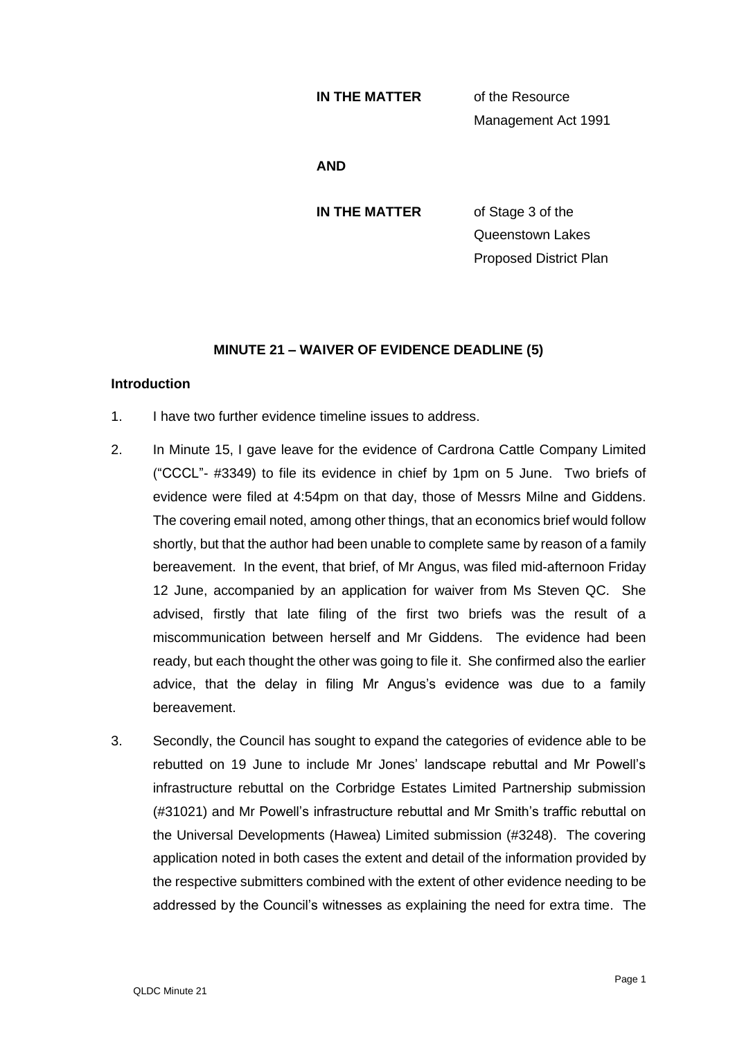**IN THE MATTER** of the Resource Management Act 1991

**AND**

**IN THE MATTER** of Stage 3 of the Queenstown Lakes Proposed District Plan

**MINUTE 21 – WAIVER OF EVIDENCE DEADLINE (5)**

**Introduction**

1. I have two further evidence timeline issues to address.

2. In Minute 15, I gave leave for the evidence of Cardrona Cattle Company Limited ("CCCL"- #3349) to file its evidence in chief by 1pm on 5 June. Two briefs of evidence were filed at 4:54pm on that day, those of Messrs Milne and Giddens. The covering email noted, among other things, that an economics brief would follow shortly, but that the author had been unable to complete same by reason of a family bereavement. In the event, that brief, of Mr Angus, was filed mid-afternoon Friday 12 June, accompanied by an application for waiver from Ms Steven QC. She advised, firstly that late filing of the first two briefs was the result of a miscommunication between herself and Mr Giddens. The evidence had been ready, but each thought the other was going to file it. She confirmed also the earlier advice, that the delay in filing Mr Angus's evidence was due to a family bereavement.

3. Secondly, the Council has sought to expand the categories of evidence able to be rebutted on 19 June to include Mr Jones' landscape rebuttal and Mr Powell's infrastructure rebuttal on the Corbridge Estates Limited Partnership submission (#31021) and Mr Powell's infrastructure rebuttal and Mr Smith's traffic rebuttal on the Universal Developments (Hawea) Limited submission (#3248). The covering application noted in both cases the extent and detail of the information provided by the respective submitters combined with the extent of other evidence needing to be addressed by the Council's witnesses as explaining the need for extra time. The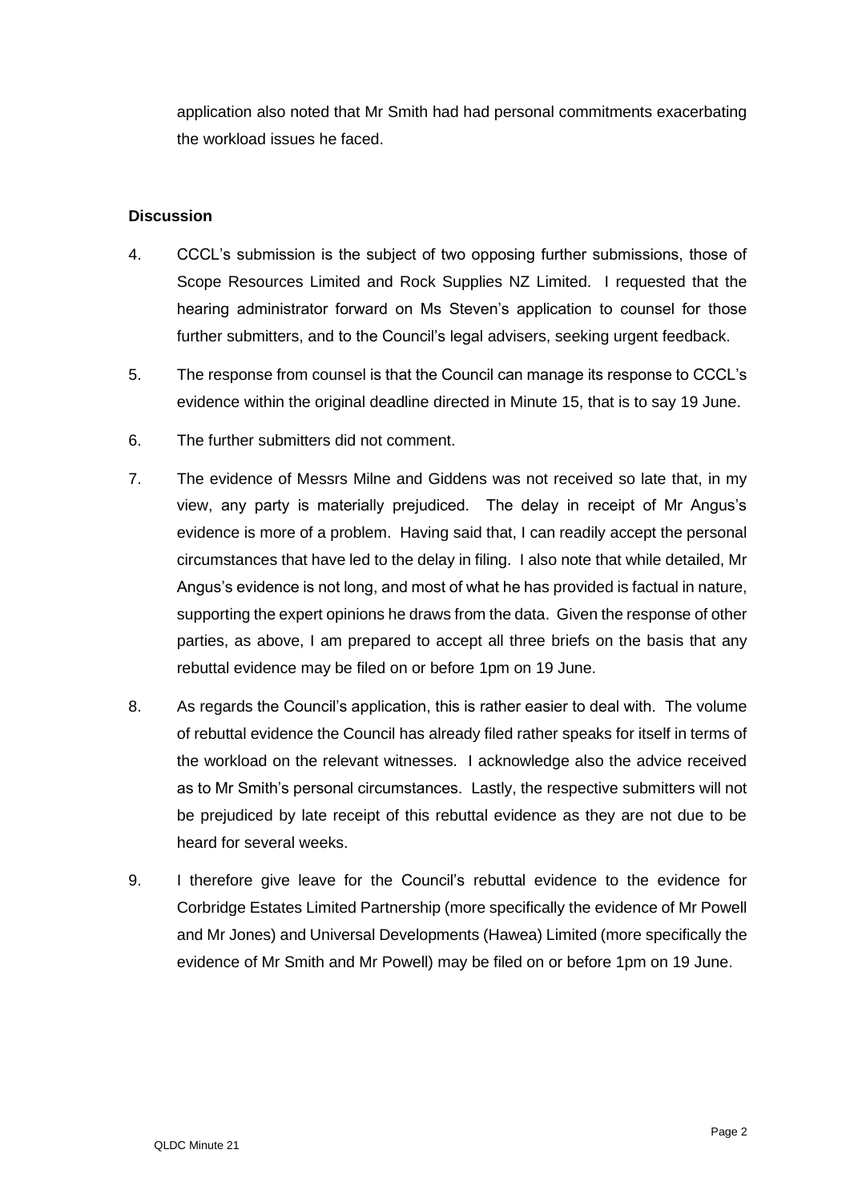application also noted that Mr Smith had had personal commitments exacerbating the workload issues he faced.

**Discussion**

4. CCCL's submission is the subject of two opposing further submissions, those of Scope Resources Limited and Rock Supplies NZ Limited. I requested that the hearing administrator forward on Ms Steven's application to counsel for those further submitters, and to the Council's legal advisers, seeking urgent feedback.

5. The response from counsel is that the Council can manage its response to CCCL's evidence within the original deadline directed in Minute 15, that is to say 19 June.

6. The further submitters did not comment.

7. The evidence of Messrs Milne and Giddens was not received so late that, in my view, any party is materially prejudiced. The delay in receipt of Mr Angus's evidence is more of a problem. Having said that, I can readily accept the personal circumstances that have led to the delay in filing. I also note that while detailed, Mr Angus's evidence is not long, and most of what he has provided is factual in nature, supporting the expert opinions he draws from the data. Given the response of other parties, as above, I am prepared to accept all three briefs on the basis that any rebuttal evidence may be filed on or before 1pm on 19 June.

8. As regards the Council's application, this is rather easier to deal with. The volume of rebuttal evidence the Council has already filed rather speaks for itself in terms of the workload on the relevant witnesses. I acknowledge also the advice received as to Mr Smith's personal circumstances. Lastly, the respective submitters will not be prejudiced by late receipt of this rebuttal evidence as they are not due to be heard for several weeks.

9. I therefore give leave for the Council's rebuttal evidence to the evidence for Corbridge Estates Limited Partnership (more specifically the evidence of Mr Powell and Mr Jones) and Universal Developments (Hawea) Limited (more specifically the evidence of Mr Smith and Mr Powell) may be filed on or before 1pm on 19 June.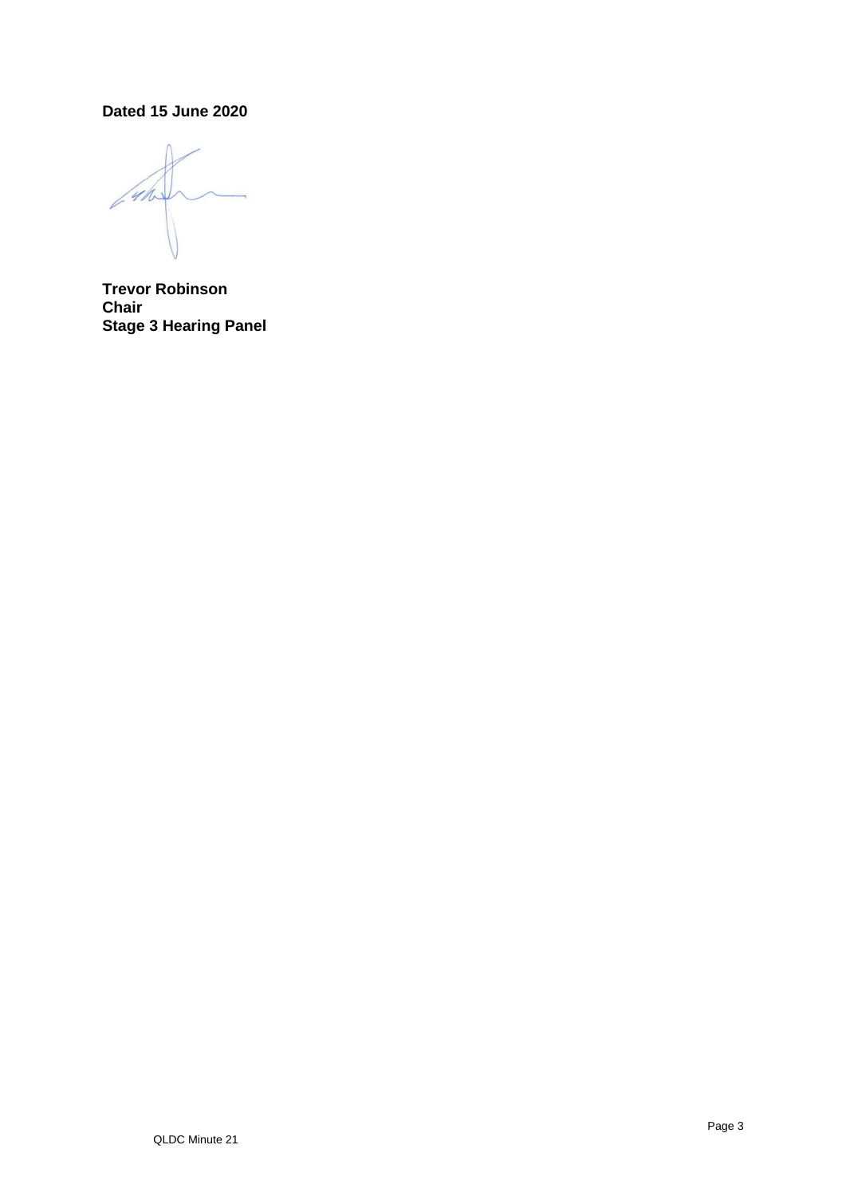**Dated 15 June 2020**

**Trevor Robinson**
**Chair**
**Stage 3 Hearing Panel**

QLDC Minute 21